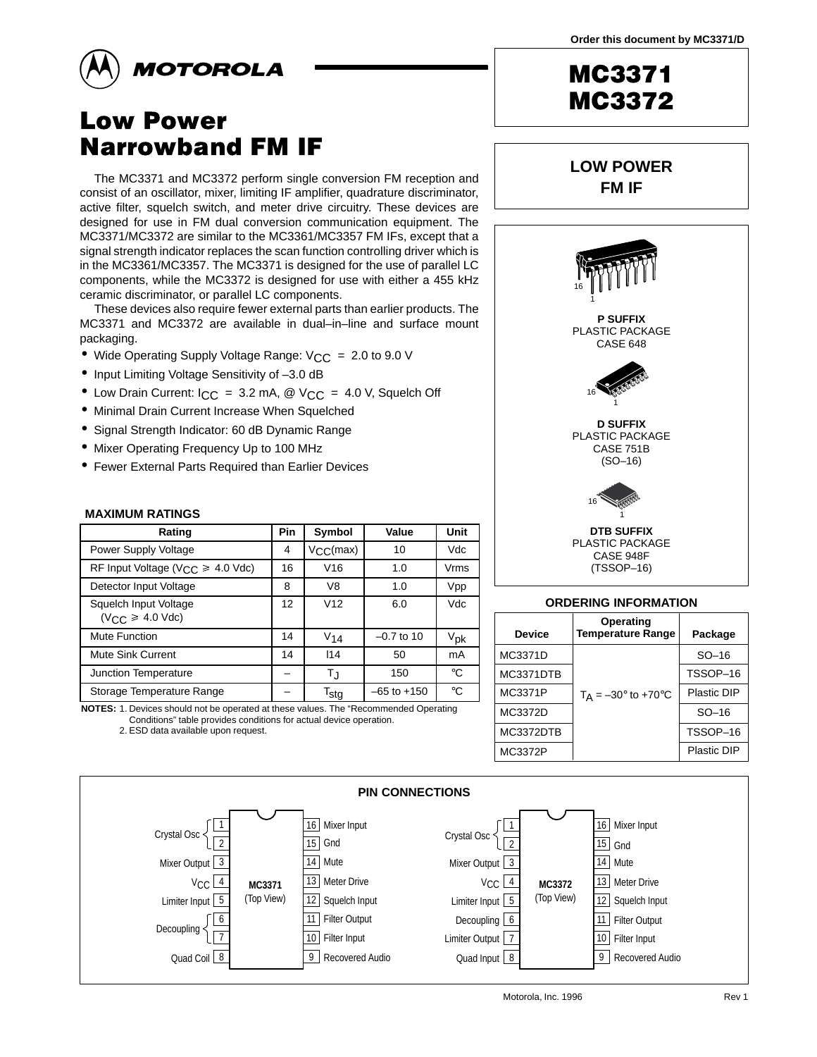Order this document by MC3371/D

MOTOROLA

# MC3371
# MC3372

# Low Power Narrowband FM IF

**LOW POWER FM IF**

The MC3371 and MC3372 perform single conversion FM reception and consist of an oscillator, mixer, limiting IF amplifier, quadrature discriminator, active filter, squelch switch, and meter drive circuitry. These devices are designed for use in FM dual conversion communication equipment. The MC3371/MC3372 are similar to the MC3361/MC3357 FM IFs, except that a signal strength indicator replaces the scan function controlling driver which is in the MC3361/MC3357. The MC3371 is designed for the use of parallel LC components, while the MC3372 is designed for use with either a 455 kHz ceramic discriminator, or parallel LC components.

These devices also require fewer external parts than earlier products. The MC3371 and MC3372 are available in dual–in–line and surface mount packaging.

- Wide Operating Supply Voltage Range: $V_{CC}$ = 2.0 to 9.0 V
- Input Limiting Voltage Sensitivity of –3.0 dB
- Low Drain Current: $I_{CC}$ = 3.2 mA, @ $V_{CC}$ = 4.0 V, Squelch Off
- Minimal Drain Current Increase When Squelched
- Signal Strength Indicator: 60 dB Dynamic Range
- Mixer Operating Frequency Up to 100 MHz
- Fewer External Parts Required than Earlier Devices

**P SUFFIX**
PLASTIC PACKAGE
CASE 648

**D SUFFIX**
PLASTIC PACKAGE
CASE 751B
(SO–16)

**DTB SUFFIX**
PLASTIC PACKAGE
CASE 948F
(TSSOP–16)

## MAXIMUM RATINGS

| Rating | Pin | Symbol | Value | Unit |
|---|---|---|---|---|
| Power Supply Voltage | 4 | $V_{CC}$(max) | 10 | Vdc |
| RF Input Voltage ($V_{CC}$ ≥ 4.0 Vdc) | 16 | V16 | 1.0 | Vrms |
| Detector Input Voltage | 8 | V8 | 1.0 | Vpp |
| Squelch Input Voltage ($V_{CC}$ ≥ 4.0 Vdc) | 12 | V12 | 6.0 | Vdc |
| Mute Function | 14 | $V_{14}$ | –0.7 to 10 | $V_{pk}$ |
| Mute Sink Current | 14 | I14 | 50 | mA |
| Junction Temperature | – | $T_J$ | 150 | °C |
| Storage Temperature Range | – | $T_{stg}$ | –65 to +150 | °C |

**NOTES:** 1. Devices should not be operated at these values. The "Recommended Operating Conditions" table provides conditions for actual device operation.
2. ESD data available upon request.

## ORDERING INFORMATION

| Device | Operating Temperature Range | Package |
|---|---|---|
| MC3371D | $T_A$ = –30° to +70°C | SO–16 |
| MC3371DTB | | TSSOP–16 |
| MC3371P | | Plastic DIP |
| MC3372D | | SO–16 |
| MC3372DTB | | TSSOP–16 |
| MC3372P | | Plastic DIP |

## PIN CONNECTIONS

**MC3371 (Top View)**

| Pin | Function | Pin | Function |
|---|---|---|---|
| 1 | Crystal Osc | 16 | Mixer Input |
| 2 | Crystal Osc | 15 | Gnd |
| 3 | Mixer Output | 14 | Mute |
| 4 | $V_{CC}$ | 13 | Meter Drive |
| 5 | Limiter Input | 12 | Squelch Input |
| 6 | Decoupling | 11 | Filter Output |
| 7 | Decoupling | 10 | Filter Input |
| 8 | Quad Coil | 9 | Recovered Audio |

**MC3372 (Top View)**

| Pin | Function | Pin | Function |
|---|---|---|---|
| 1 | Crystal Osc | 16 | Mixer Input |
| 2 | Crystal Osc | 15 | Gnd |
| 3 | Mixer Output | 14 | Mute |
| 4 | $V_{CC}$ | 13 | Meter Drive |
| 5 | Limiter Input | 12 | Squelch Input |
| 6 | Decoupling | 11 | Filter Output |
| 7 | Limiter Output | 10 | Filter Input |
| 8 | Quad Input | 9 | Recovered Audio |

Motorola, Inc. 1996 Rev 1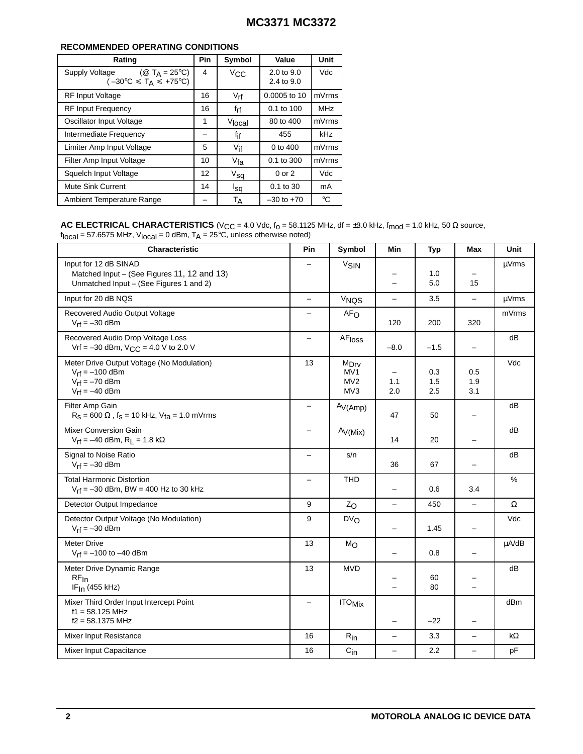## RECOMMENDED OPERATING CONDITIONS

| Rating | Pin | Symbol | Value | Unit |
|---|---|---|---|---|
| Supply Voltage (@ $T_A$ = 25°C)<br>(–30°C ≤ $T_A$ ≤ +75°C) | 4 | $V_{CC}$ | 2.0 to 9.0<br>2.4 to 9.0 | Vdc |
| RF Input Voltage | 16 | $V_{rf}$ | 0.0005 to 10 | mVrms |
| RF Input Frequency | 16 | $f_{rf}$ | 0.1 to 100 | MHz |
| Oscillator Input Voltage | 1 | $V_{local}$ | 80 to 400 | mVrms |
| Intermediate Frequency | – | $f_{if}$ | 455 | kHz |
| Limiter Amp Input Voltage | 5 | $V_{if}$ | 0 to 400 | mVrms |
| Filter Amp Input Voltage | 10 | $V_{fa}$ | 0.1 to 300 | mVrms |
| Squelch Input Voltage | 12 | $V_{sq}$ | 0 or 2 | Vdc |
| Mute Sink Current | 14 | $I_{sq}$ | 0.1 to 30 | mA |
| Ambient Temperature Range | – | $T_A$ | –30 to +70 | °C |

**AC ELECTRICAL CHARACTERISTICS** ($V_{CC}$ = 4.0 Vdc, $f_o$ = 58.1125 MHz, df = ±3.0 kHz, $f_{mod}$ = 1.0 kHz, 50 Ω source, $f_{local}$ = 57.6575 MHz, $V_{local}$ = 0 dBm, $T_A$ = 25°C, unless otherwise noted)

| Characteristic | Pin | Symbol | Min | Typ | Max | Unit |
|---|---|---|---|---|---|---|
| Input for 12 dB SINAD<br>Matched Input – (See Figures 11, 12 and 13)<br>Unmatched Input – (See Figures 1 and 2) | – | $V_{SIN}$ | <br>–<br>– | <br>1.0<br>5.0 | <br>–<br>15 | μVrms |
| Input for 20 dB NQS | – | $V_{NQS}$ | – | 3.5 | – | μVrms |
| Recovered Audio Output Voltage<br>$V_{rf}$ = –30 dBm | – | $AF_O$ | 120 | 200 | 320 | mVrms |
| Recovered Audio Drop Voltage Loss<br>Vrf = –30 dBm, $V_{CC}$ = 4.0 V to 2.0 V | – | $AF_{loss}$ | –8.0 | –1.5 | – | dB |
| Meter Drive Output Voltage (No Modulation)<br>$V_{rf}$ = –100 dBm<br>$V_{rf}$ = –70 dBm<br>$V_{rf}$ = –40 dBm | 13 | $M_{Drv}$<br>MV1<br>MV2<br>MV3 | <br>–<br>1.1<br>2.0 | <br>0.3<br>1.5<br>2.5 | <br>0.5<br>1.9<br>3.1 | Vdc |
| Filter Amp Gain<br>$R_S$ = 600 Ω , $f_s$ = 10 kHz, $V_{fa}$ = 1.0 mVrms | – | $A_{V(Amp)}$ | 47 | 50 | – | dB |
| Mixer Conversion Gain<br>$V_{rf}$ = –40 dBm, $R_L$ = 1.8 kΩ | – | $A_{V(Mix)}$ | 14 | 20 | – | dB |
| Signal to Noise Ratio<br>$V_{rf}$ = –30 dBm | – | s/n | 36 | 67 | – | dB |
| Total Harmonic Distortion<br>$V_{rf}$ = –30 dBm, BW = 400 Hz to 30 kHz | – | THD | – | 0.6 | 3.4 | % |
| Detector Output Impedance | 9 | $Z_O$ | – | 450 | – | Ω |
| Detector Output Voltage (No Modulation)<br>$V_{rf}$ = –30 dBm | 9 | $DV_O$ | – | 1.45 | – | Vdc |
| Meter Drive<br>$V_{rf}$ = –100 to –40 dBm | 13 | $M_O$ | – | 0.8 | – | μA/dB |
| Meter Drive Dynamic Range<br>$RF_{In}$<br>$IF_{In}$ (455 kHz) | 13 | MVD | <br>–<br>– | <br>60<br>80 | <br>–<br>– | dB |
| Mixer Third Order Input Intercept Point<br>f1 = 58.125 MHz<br>f2 = 58.1375 MHz | – | $ITO_{Mix}$ | – | –22 | – | dBm |
| Mixer Input Resistance | 16 | $R_{in}$ | – | 3.3 | – | kΩ |
| Mixer Input Capacitance | 16 | $C_{in}$ | – | 2.2 | – | pF |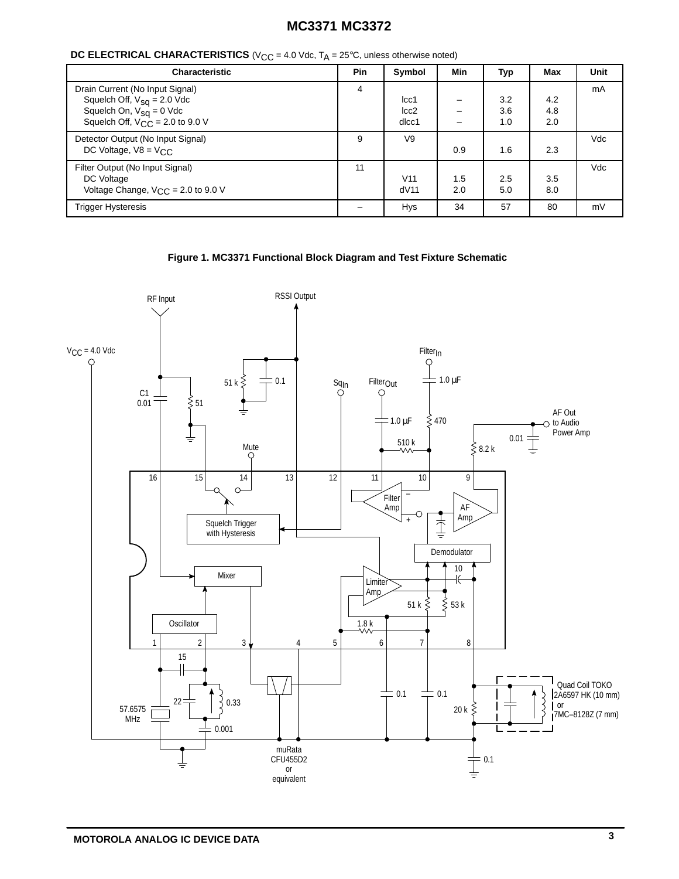**DC ELECTRICAL CHARACTERISTICS** ($V_{CC}$ = 4.0 Vdc, $T_A$ = 25°C, unless otherwise noted)

| Characteristic | Pin | Symbol | Min | Typ | Max | Unit |
|---|---|---|---|---|---|---|
| Drain Current (No Input Signal) | 4 | | | | | mA |
| Squelch Off, $V_{sq}$ = 2.0 Vdc | | Icc1 | – | 3.2 | 4.2 | |
| Squelch On, $V_{sq}$ = 0 Vdc | | Icc2 | – | 3.6 | 4.8 | |
| Squelch Off, $V_{CC}$ = 2.0 to 9.0 V | | dIcc1 | – | 1.0 | 2.0 | |
| Detector Output (No Input Signal) | 9 | V9 | | | | Vdc |
| DC Voltage, V8 = $V_{CC}$ | | | 0.9 | 1.6 | 2.3 | |
| Filter Output (No Input Signal) | 11 | | | | | Vdc |
| DC Voltage | | V11 | 1.5 | 2.5 | 3.5 | |
| Voltage Change, $V_{CC}$ = 2.0 to 9.0 V | | dV11 | 2.0 | 5.0 | 8.0 | |
| Trigger Hysteresis | – | Hys | 34 | 57 | 80 | mV |

**Figure 1. MC3371 Functional Block Diagram and Test Fixture Schematic**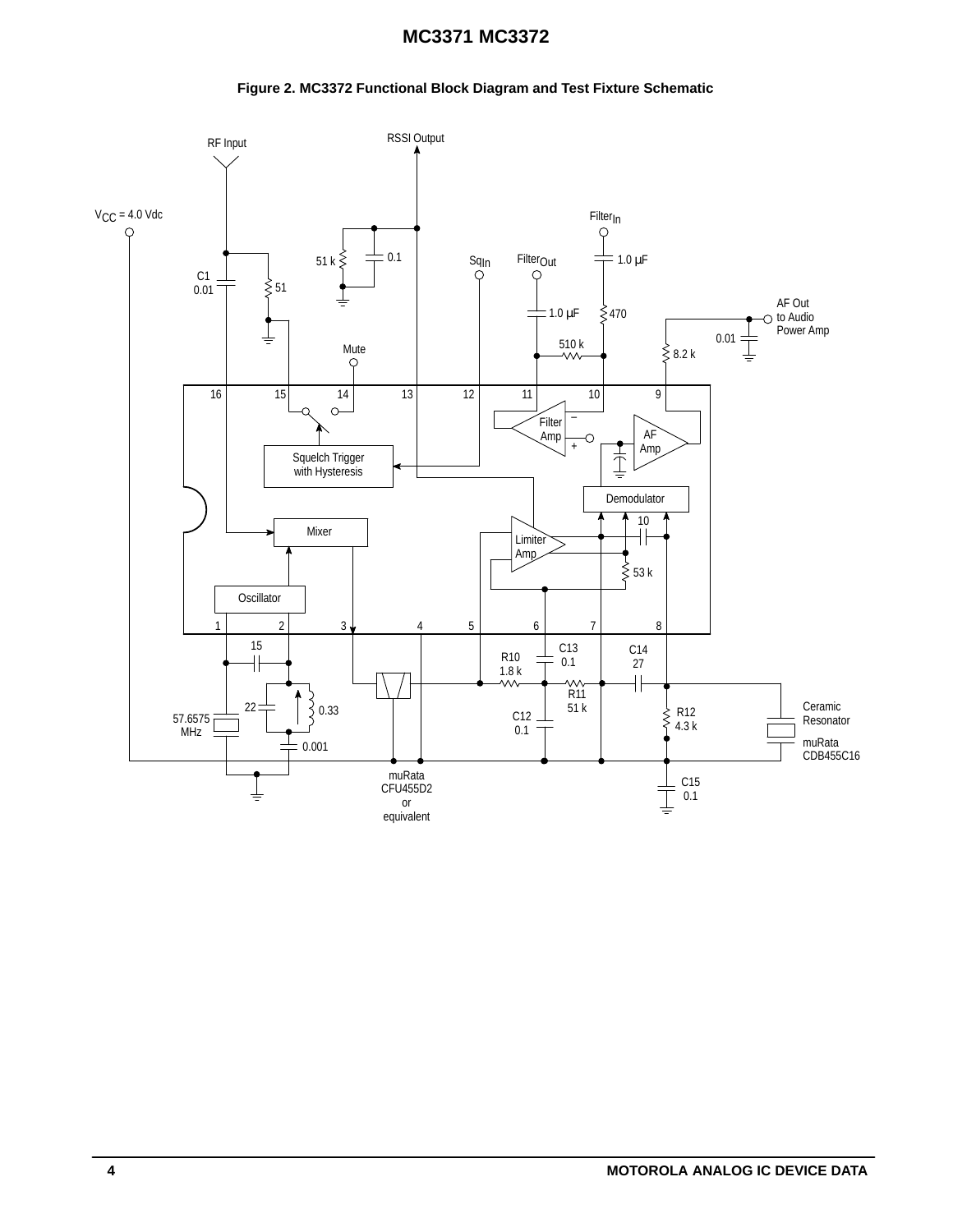**Figure 2. MC3372 Functional Block Diagram and Test Fixture Schematic**

RF Input

RSSI Output

$V_{CC}$ = 4.0 Vdc

Filter$_{In}$

51 k

0.1

Sq$_{In}$

Filter$_{Out}$

1.0 µF

C1
0.01

51

1.0 µF

470

AF Out
to Audio
Power Amp

0.01

510 k

Mute

8.2 k

16 15 14 13 12 11 10 9

Filter Amp

AF Amp

Squelch Trigger with Hysteresis

Demodulator

10

Mixer

Limiter Amp

53 k

Oscillator

1 2 3 4 5 6 7 8

15

C13
0.1

C14
27

R10
1.8 k

R11
51 k

22

0.33

57.6575
MHz

C12
0.1

R12
4.3 k

Ceramic Resonator

muRata CDB455C16

0.001

muRata
CFU455D2
or
equivalent

C15
0.1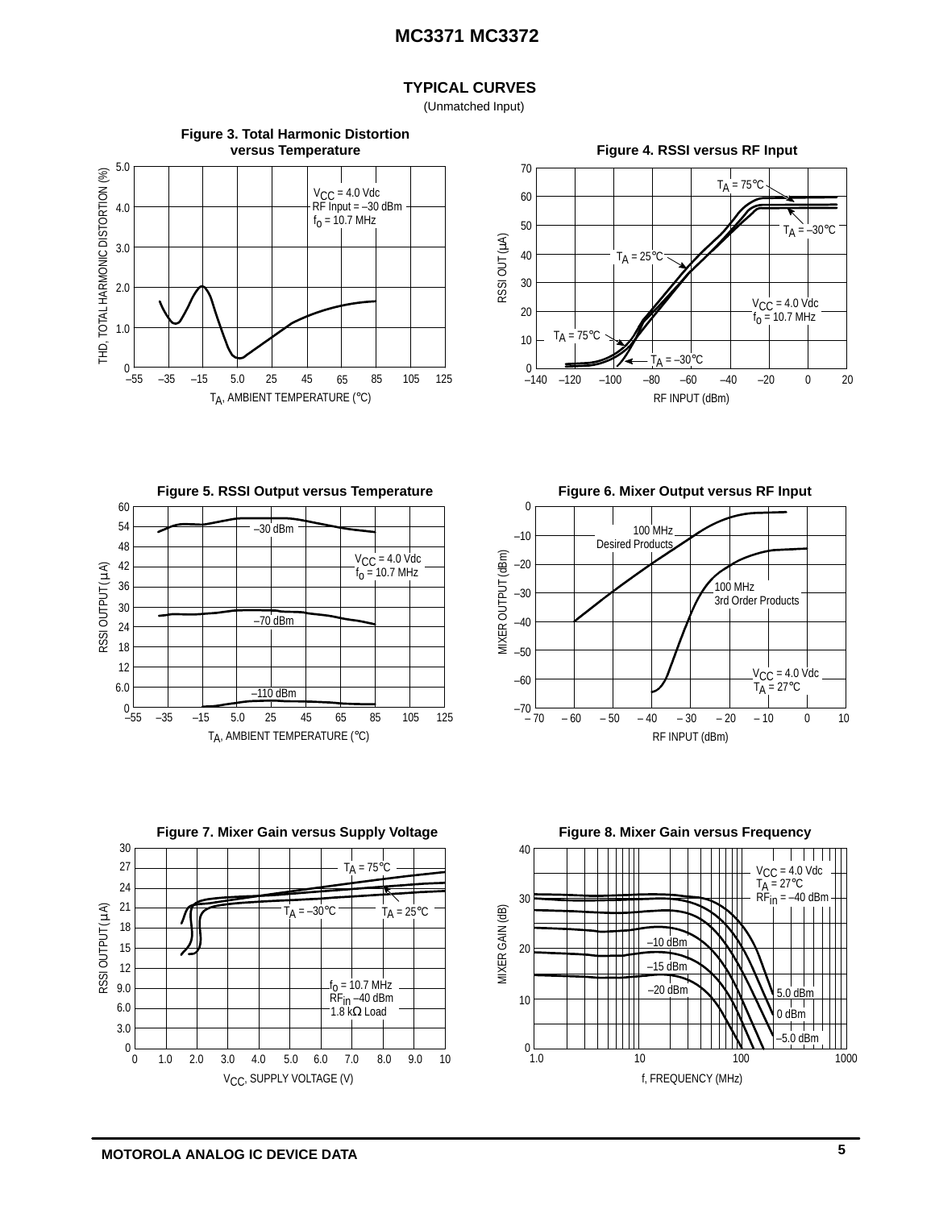## TYPICAL CURVES

(Unmatched Input)

**Figure 3. Total Harmonic Distortion versus Temperature**

$V_{CC}$ = 4.0 Vdc
RF Input = –30 dBm
$f_0$ = 10.7 MHz

THD, TOTAL HARMONIC DISTORTION (%)

$T_A$, AMBIENT TEMPERATURE (°C)

**Figure 4. RSSI versus RF Input**

$T_A$ = 75°C
$T_A$ = –30°C
$T_A$ = 25°C
$V_{CC}$ = 4.0 Vdc
$f_0$ = 10.7 MHz
$T_A$ = 75°C
$T_A$ = –30°C

RSSI OUT (μA)

RF INPUT (dBm)

**Figure 5. RSSI Output versus Temperature**

–30 dBm
$V_{CC}$ = 4.0 Vdc
$f_0$ = 10.7 MHz
–70 dBm
–110 dBm

RSSI OUTPUT (μA)

$T_A$, AMBIENT TEMPERATURE (°C)

**Figure 6. Mixer Output versus RF Input**

100 MHz
Desired Products
100 MHz
3rd Order Products
$V_{CC}$ = 4.0 Vdc
$T_A$ = 27°C

MIXER OUTPUT (dBm)

RF INPUT (dBm)

**Figure 7. Mixer Gain versus Supply Voltage**

$T_A$ = 75°C
$T_A$ = –30°C
$T_A$ = 25°C
$f_0$ = 10.7 MHz
$RF_{in}$ –40 dBm
1.8 kΩ Load

RSSI OUTPUT (μA)

$V_{CC}$, SUPPLY VOLTAGE (V)

**Figure 8. Mixer Gain versus Frequency**

$V_{CC}$ = 4.0 Vdc
$T_A$ = 27°C
$RF_{in}$ = –40 dBm
–10 dBm
–15 dBm
–20 dBm
5.0 dBm
0 dBm
–5.0 dBm

MIXER GAIN (dB)

f, FREQUENCY (MHz)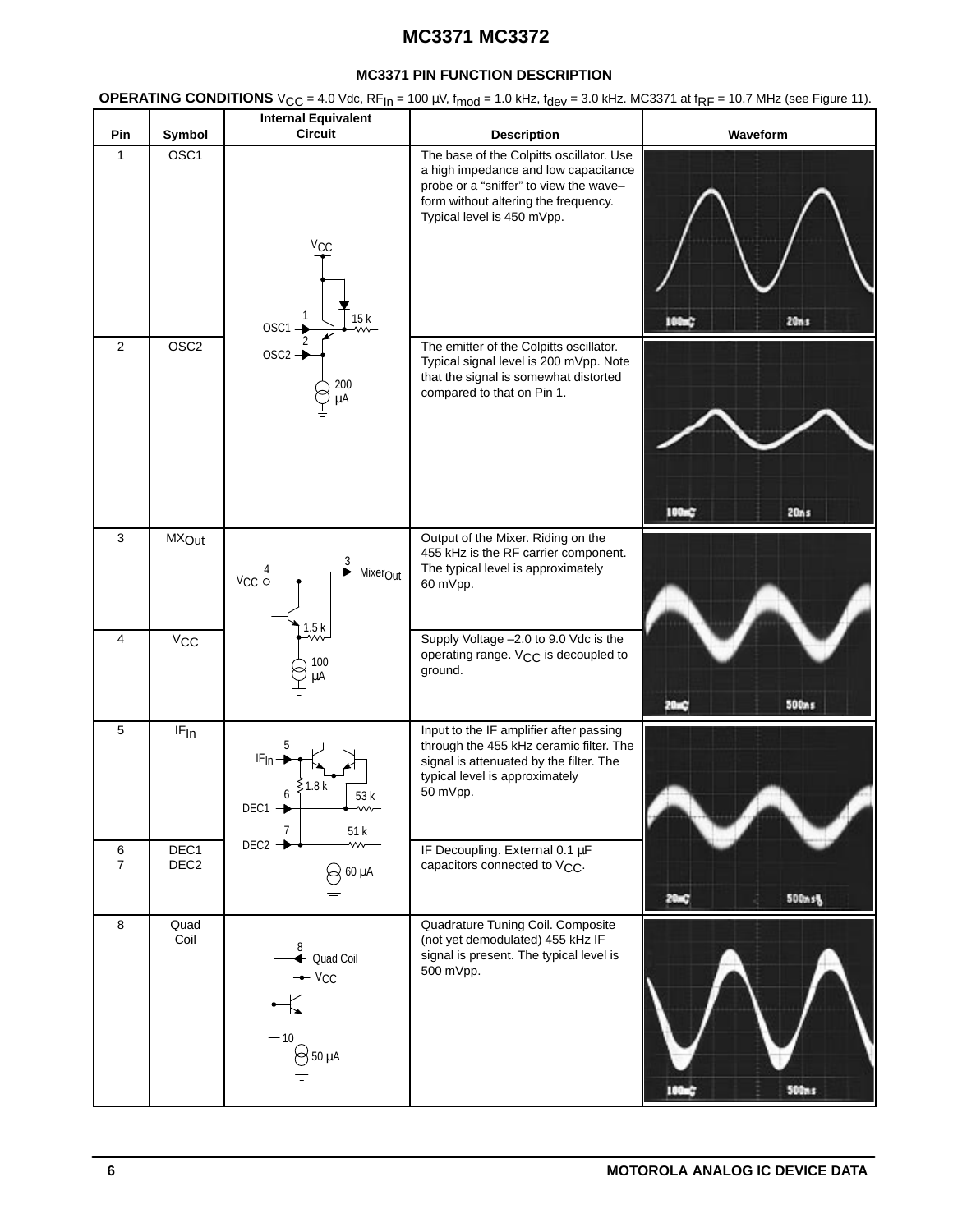## MC3371 PIN FUNCTION DESCRIPTION

**OPERATING CONDITIONS** $V_{CC}$ = 4.0 Vdc, $RF_{In}$ = 100 µV, $f_{mod}$ = 1.0 kHz, $f_{dev}$ = 3.0 kHz. MC3371 at $f_{RF}$ = 10.7 MHz (see Figure 11).

| Pin | Symbol | Internal Equivalent Circuit | Description | Waveform |
|---|---|---|---|---|
| 1 | OSC1 | | The base of the Colpitts oscillator. Use a high impedance and low capacitance probe or a "sniffer" to view the wave–form without altering the frequency. Typical level is 450 mVpp. | |
| 2 | OSC2 | | The emitter of the Colpitts oscillator. Typical signal level is 200 mVpp. Note that the signal is somewhat distorted compared to that on Pin 1. | |
| 3 | $MX_{Out}$ | | Output of the Mixer. Riding on the 455 kHz is the RF carrier component. The typical level is approximately 60 mVpp. | |
| 4 | $V_{CC}$ | | Supply Voltage –2.0 to 9.0 Vdc is the operating range. $V_{CC}$ is decoupled to ground. | |
| 5 | $IF_{In}$ | | Input to the IF amplifier after passing through the 455 kHz ceramic filter. The signal is attenuated by the filter. The typical level is approximately 50 mVpp. | |
| 6<br>7 | DEC1<br>DEC2 | | IF Decoupling. External 0.1 µF capacitors connected to $V_{CC}$. | |
| 8 | Quad Coil | | Quadrature Tuning Coil. Composite (not yet demodulated) 455 kHz IF signal is present. The typical level is 500 mVpp. | |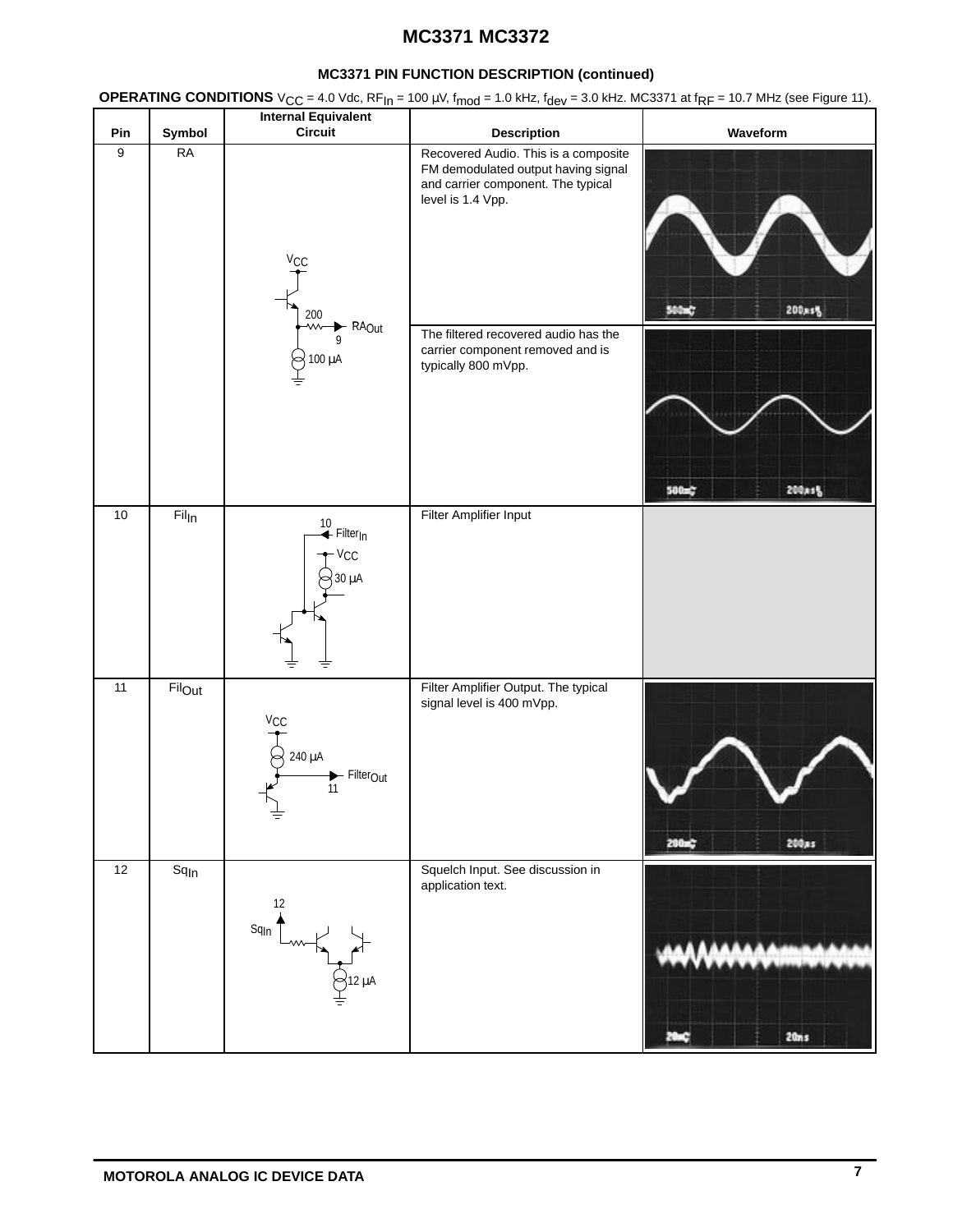## MC3371 PIN FUNCTION DESCRIPTION (continued)

**OPERATING CONDITIONS** $V_{CC}$ = 4.0 Vdc, $RF_{In}$ = 100 µV, $f_{mod}$ = 1.0 kHz, $f_{dev}$ = 3.0 kHz. MC3371 at $f_{RF}$ = 10.7 MHz (see Figure 11).

| Pin | Symbol | Internal Equivalent Circuit | Description | Waveform |
|---|---|---|---|---|
| 9 | RA | VCC, 200, $RA_{Out}$ 9, 100 µA | Recovered Audio. This is a composite FM demodulated output having signal and carrier component. The typical level is 1.4 Vpp. | 500mV 200µs |
| | | | The filtered recovered audio has the carrier component removed and is typically 800 mVpp. | 500mV 200µs |
| 10 | $Fil_{In}$ | 10 $Filter_{In}$, VCC, 30 µA | Filter Amplifier Input | |
| 11 | $Fil_{Out}$ | VCC, 240 µA, $Filter_{Out}$ 11 | Filter Amplifier Output. The typical signal level is 400 mVpp. | 200mV 200µs |
| 12 | $Sq_{In}$ | 12 $Sq_{In}$, 12 µA | Squelch Input. See discussion in application text. | 20mV 20ns |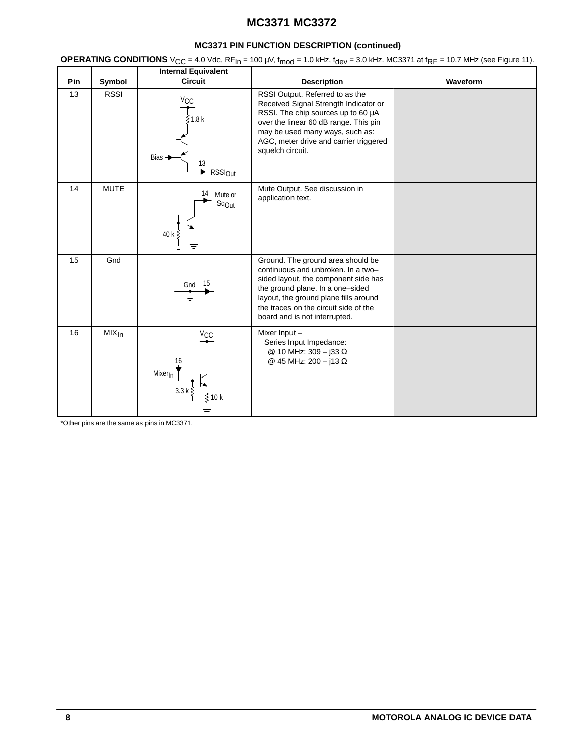## MC3371 PIN FUNCTION DESCRIPTION (continued)

**OPERATING CONDITIONS** $V_{CC}$ = 4.0 Vdc, $RF_{In}$ = 100 µV, $f_{mod}$ = 1.0 kHz, $f_{dev}$ = 3.0 kHz. MC3371 at $f_{RF}$ = 10.7 MHz (see Figure 11).

| Pin | Symbol | Internal Equivalent Circuit | Description | Waveform |
|---|---|---|---|---|
| 13 | RSSI | $V_{CC}$, 1.8 k, Bias, 13, $RSSI_{Out}$ | RSSI Output. Referred to as the Received Signal Strength Indicator or RSSI. The chip sources up to 60 µA over the linear 60 dB range. This pin may be used many ways, such as: AGC, meter drive and carrier triggered squelch circuit. | |
| 14 | MUTE | 14, Mute or $Sq_{Out}$, 40 k | Mute Output. See discussion in application text. | |
| 15 | Gnd | Gnd, 15 | Ground. The ground area should be continuous and unbroken. In a two–sided layout, the component side has the ground plane. In a one–sided layout, the ground plane fills around the traces on the circuit side of the board and is not interrupted. | |
| 16 | $MIX_{In}$ | $V_{CC}$, 16, $Mixer_{In}$, 3.3 k, 10 k | Mixer Input –<br>Series Input Impedance:<br>@ 10 MHz: 309 – j33 Ω<br>@ 45 MHz: 200 – j13 Ω | |

*Other pins are the same as pins in MC3371.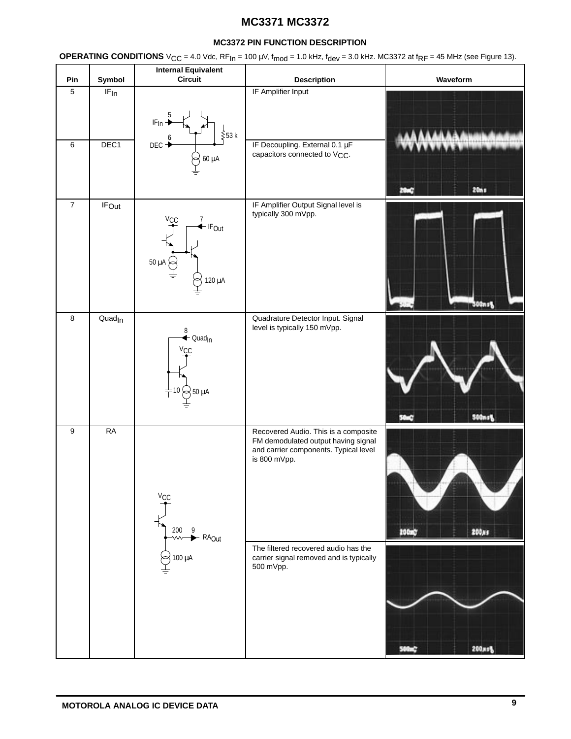## MC3372 PIN FUNCTION DESCRIPTION

**OPERATING CONDITIONS** $V_{CC}$ = 4.0 Vdc, $RF_{In}$ = 100 µV, $f_{mod}$ = 1.0 kHz, $f_{dev}$ = 3.0 kHz. MC3372 at $f_{RF}$ = 45 MHz (see Figure 13).

| Pin | Symbol | Internal Equivalent Circuit | Description | Waveform |
|---|---|---|---|---|
| 5 | $IF_{In}$ | 5 $IF_{In}$, 6 DEC, 53 k, 60 µA | IF Amplifier Input | 20mV, 20ns |
| 6 | DEC1 | | IF Decoupling. External 0.1 µF capacitors connected to $V_{CC}$. | |
| 7 | $IF_{Out}$ | $V_{CC}$, 7 $IF_{Out}$, 50 µA, 120 µA | IF Amplifier Output Signal level is typically 300 mVpp. | 50mV, 500ns |
| 8 | $Quad_{In}$ | 8 $Quad_{In}$, $V_{CC}$, 10, 50 µA | Quadrature Detector Input. Signal level is typically 150 mVpp. | 50mV, 500ns |
| 9 | RA | $V_{CC}$, 200, 9 $RA_{Out}$, 100 µA | Recovered Audio. This is a composite FM demodulated output having signal and carrier components. Typical level is 800 mVpp. | 200mV, 200µs |
| | | | The filtered recovered audio has the carrier signal removed and is typically 500 mVpp. | 500mV, 200µs |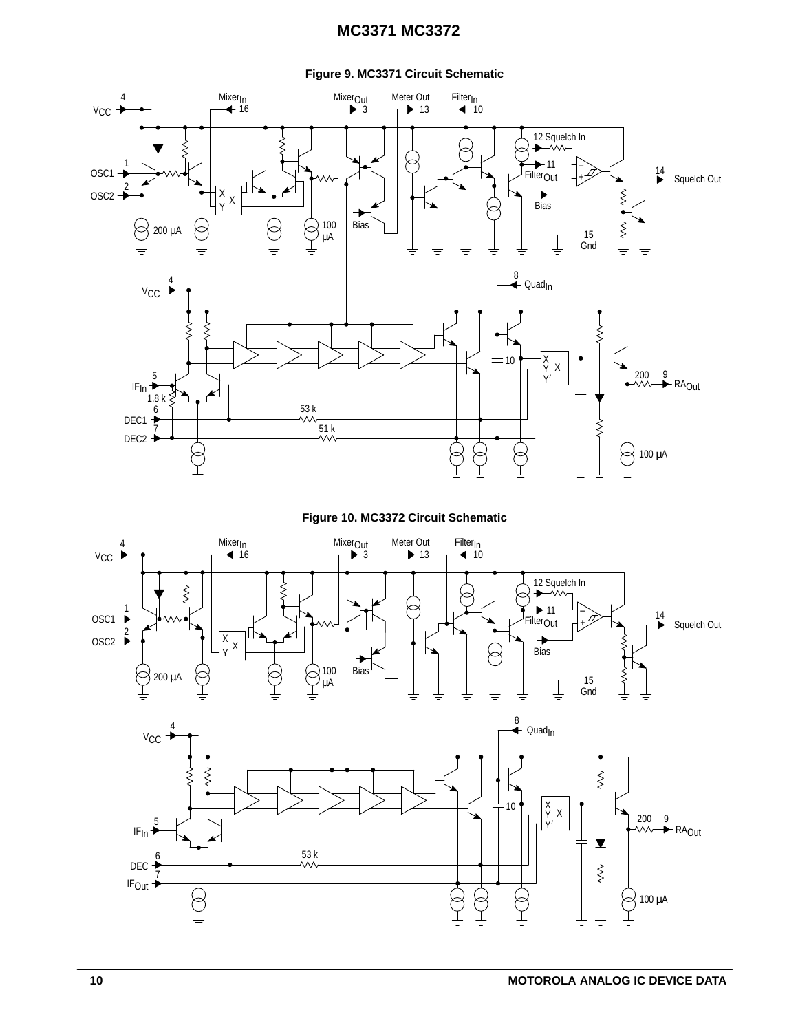**Figure 9. MC3371 Circuit Schematic**

**Figure 10. MC3372 Circuit Schematic**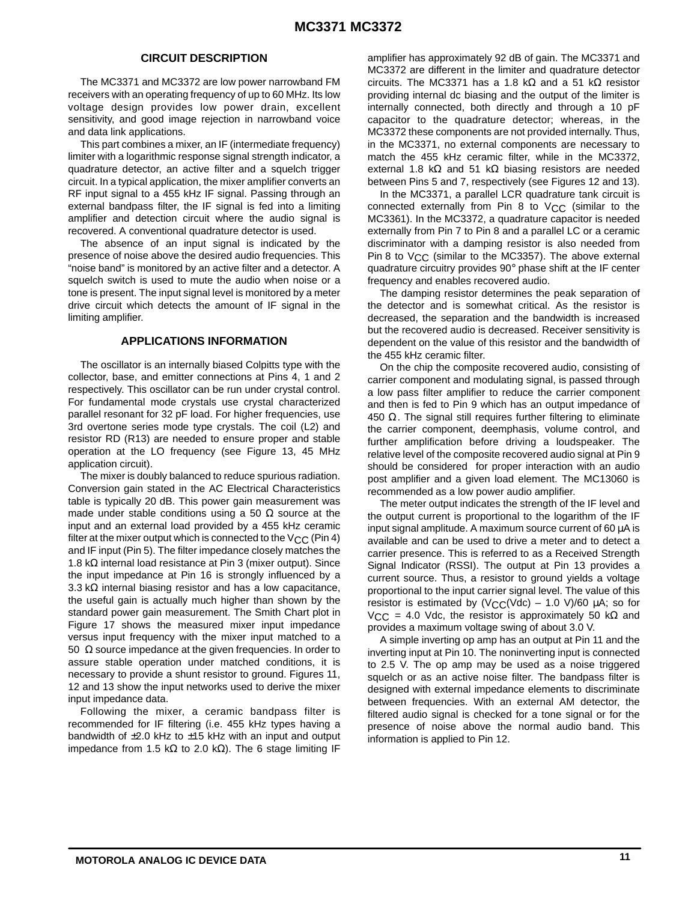## CIRCUIT DESCRIPTION

The MC3371 and MC3372 are low power narrowband FM receivers with an operating frequency of up to 60 MHz. Its low voltage design provides low power drain, excellent sensitivity, and good image rejection in narrowband voice and data link applications.

This part combines a mixer, an IF (intermediate frequency) limiter with a logarithmic response signal strength indicator, a quadrature detector, an active filter and a squelch trigger circuit. In a typical application, the mixer amplifier converts an RF input signal to a 455 kHz IF signal. Passing through an external bandpass filter, the IF signal is fed into a limiting amplifier and detection circuit where the audio signal is recovered. A conventional quadrature detector is used.

The absence of an input signal is indicated by the presence of noise above the desired audio frequencies. This "noise band" is monitored by an active filter and a detector. A squelch switch is used to mute the audio when noise or a tone is present. The input signal level is monitored by a meter drive circuit which detects the amount of IF signal in the limiting amplifier.

## APPLICATIONS INFORMATION

The oscillator is an internally biased Colpitts type with the collector, base, and emitter connections at Pins 4, 1 and 2 respectively. This oscillator can be run under crystal control. For fundamental mode crystals use crystal characterized parallel resonant for 32 pF load. For higher frequencies, use 3rd overtone series mode type crystals. The coil (L2) and resistor RD (R13) are needed to ensure proper and stable operation at the LO frequency (see Figure 13, 45 MHz application circuit).

The mixer is doubly balanced to reduce spurious radiation. Conversion gain stated in the AC Electrical Characteristics table is typically 20 dB. This power gain measurement was made under stable conditions using a 50 Ω source at the input and an external load provided by a 455 kHz ceramic filter at the mixer output which is connected to the $V_{CC}$ (Pin 4) and IF input (Pin 5). The filter impedance closely matches the 1.8 kΩ internal load resistance at Pin 3 (mixer output). Since the input impedance at Pin 16 is strongly influenced by a 3.3 kΩ internal biasing resistor and has a low capacitance, the useful gain is actually much higher than shown by the standard power gain measurement. The Smith Chart plot in Figure 17 shows the measured mixer input impedance versus input frequency with the mixer input matched to a 50 Ω source impedance at the given frequencies. In order to assure stable operation under matched conditions, it is necessary to provide a shunt resistor to ground. Figures 11, 12 and 13 show the input networks used to derive the mixer input impedance data.

Following the mixer, a ceramic bandpass filter is recommended for IF filtering (i.e. 455 kHz types having a bandwidth of ±2.0 kHz to ±15 kHz with an input and output impedance from 1.5 kΩ to 2.0 kΩ). The 6 stage limiting IF amplifier has approximately 92 dB of gain. The MC3371 and MC3372 are different in the limiter and quadrature detector circuits. The MC3371 has a 1.8 kΩ and a 51 kΩ resistor providing internal dc biasing and the output of the limiter is internally connected, both directly and through a 10 pF capacitor to the quadrature detector; whereas, in the MC3372 these components are not provided internally. Thus, in the MC3371, no external components are necessary to match the 455 kHz ceramic filter, while in the MC3372, external 1.8 kΩ and 51 kΩ biasing resistors are needed between Pins 5 and 7, respectively (see Figures 12 and 13).

In the MC3371, a parallel LCR quadrature tank circuit is connected externally from Pin 8 to $V_{CC}$ (similar to the MC3361). In the MC3372, a quadrature capacitor is needed externally from Pin 7 to Pin 8 and a parallel LC or a ceramic discriminator with a damping resistor is also needed from Pin 8 to $V_{CC}$ (similar to the MC3357). The above external quadrature circuitry provides 90° phase shift at the IF center frequency and enables recovered audio.

The damping resistor determines the peak separation of the detector and is somewhat critical. As the resistor is decreased, the separation and the bandwidth is increased but the recovered audio is decreased. Receiver sensitivity is dependent on the value of this resistor and the bandwidth of the 455 kHz ceramic filter.

On the chip the composite recovered audio, consisting of carrier component and modulating signal, is passed through a low pass filter amplifier to reduce the carrier component and then is fed to Pin 9 which has an output impedance of 450 Ω. The signal still requires further filtering to eliminate the carrier component, deemphasis, volume control, and further amplification before driving a loudspeaker. The relative level of the composite recovered audio signal at Pin 9 should be considered for proper interaction with an audio post amplifier and a given load element. The MC13060 is recommended as a low power audio amplifier.

The meter output indicates the strength of the IF level and the output current is proportional to the logarithm of the IF input signal amplitude. A maximum source current of 60 µA is available and can be used to drive a meter and to detect a carrier presence. This is referred to as a Received Strength Signal Indicator (RSSI). The output at Pin 13 provides a current source. Thus, a resistor to ground yields a voltage proportional to the input carrier signal level. The value of this resistor is estimated by ($V_{CC}$(Vdc) – 1.0 V)/60 µA; so for $V_{CC}$ = 4.0 Vdc, the resistor is approximately 50 kΩ and provides a maximum voltage swing of about 3.0 V.

A simple inverting op amp has an output at Pin 11 and the inverting input at Pin 10. The noninverting input is connected to 2.5 V. The op amp may be used as a noise triggered squelch or as an active noise filter. The bandpass filter is designed with external impedance elements to discriminate between frequencies. With an external AM detector, the filtered audio signal is checked for a tone signal or for the presence of noise above the normal audio band. This information is applied to Pin 12.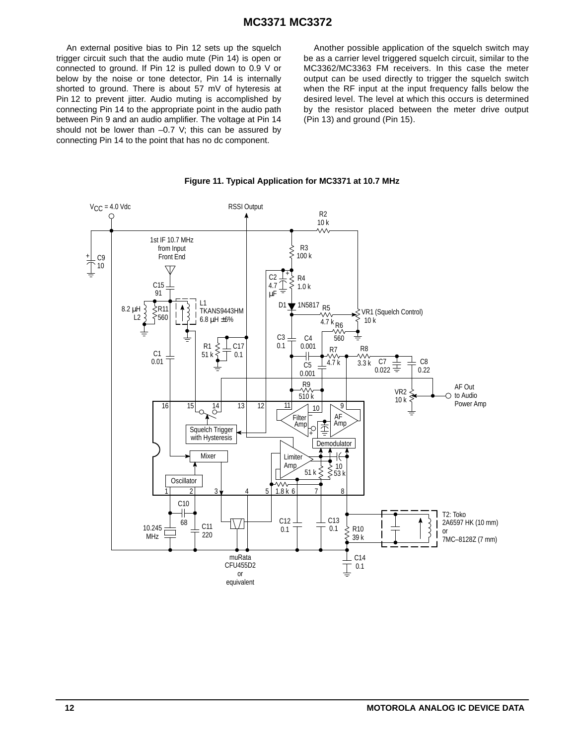An external positive bias to Pin 12 sets up the squelch trigger circuit such that the audio mute (Pin 14) is open or connected to ground. If Pin 12 is pulled down to 0.9 V or below by the noise or tone detector, Pin 14 is internally shorted to ground. There is about 57 mV of hyteresis at Pin 12 to prevent jitter. Audio muting is accomplished by connecting Pin 14 to the appropriate point in the audio path between Pin 9 and an audio amplifier. The voltage at Pin 14 should not be lower than –0.7 V; this can be assured by connecting Pin 14 to the point that has no dc component.

Another possible application of the squelch switch may be as a carrier level triggered squelch circuit, similar to the MC3362/MC3363 FM receivers. In this case the meter output can be used directly to trigger the squelch switch when the RF input at the input frequency falls below the desired level. The level at which this occurs is determined by the resistor placed between the meter drive output (Pin 13) and ground (Pin 15).

**Figure 11. Typical Application for MC3371 at 10.7 MHz**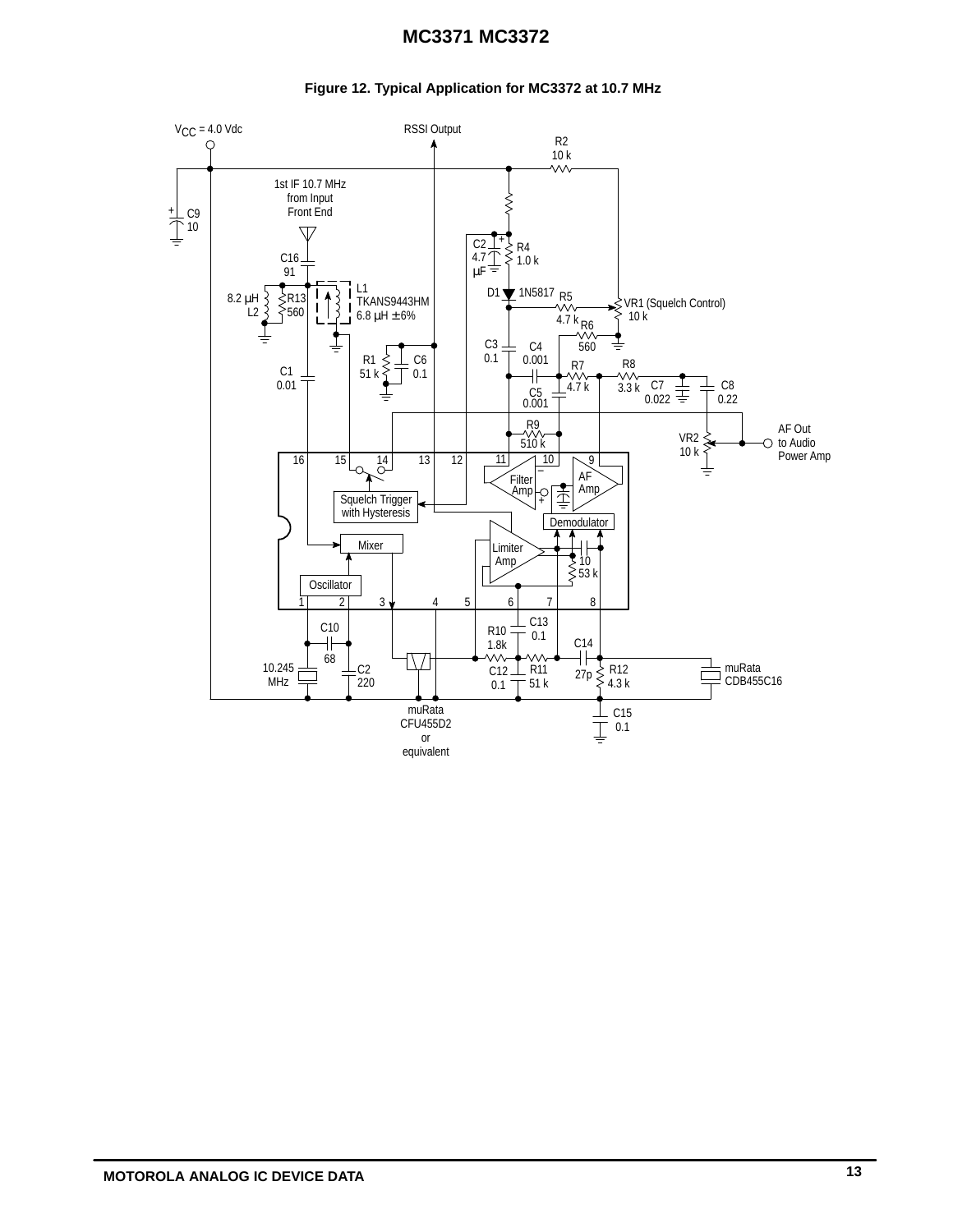**Figure 12. Typical Application for MC3372 at 10.7 MHz**

VCC = 4.0 Vdc

RSSI Output

R2 10 k

1st IF 10.7 MHz from Input Front End

C9 10

C16 91

C2 4.7 μF

R4 1.0 k

D1 1N5817

R5 4.7 k

VR1 (Squelch Control) 10 k

R6 560

8.2 μH L2

R13 560

L1 TKANS9443HM 6.8 μH ± 6%

C3 0.1

C4 0.001

R1 51 k

C6 0.1

R7 4.7 k

R8 3.3 k

C7 0.022

C8 0.22

C1 0.01

C5 0.001

R9 510 k

VR2 10 k

AF Out to Audio Power Amp

16 15 14 13 12 11 10 9

Filter Amp

AF Amp

Squelch Trigger with Hysteresis

Demodulator

Mixer

Limiter Amp

10 53 k

Oscillator

1 2 3 4 5 6 7 8

C10 68

10.245 MHz

C2 220

R10 1.8k

C13 0.1

C14 27p

C12 0.1

R11 51 k

R12 4.3 k

muRata CDB455C16

muRata CFU455D2 or equivalent

C15 0.1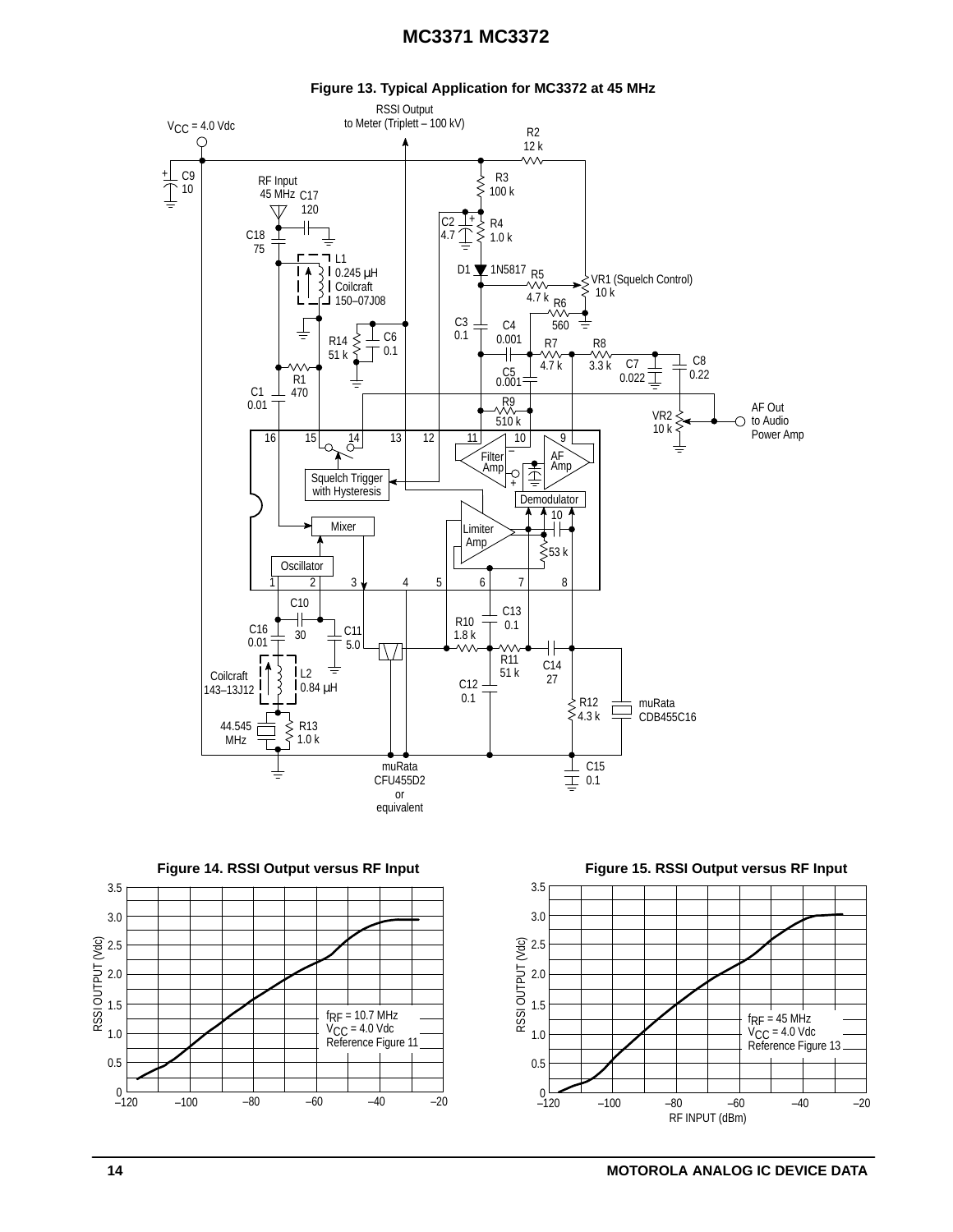**Figure 13. Typical Application for MC3372 at 45 MHz**

RSSI Output to Meter (Triplett – 100 kV)

$V_{CC}$ = 4.0 Vdc

C9 10; RF Input 45 MHz; C17 120; C18 75; L1 0.245 μH Coilcraft 150–07J08; R14 51 k; C6 0.1; R1 470; C1 0.01; R2 12 k; R3 100 k; C2 4.7; R4 1.0 k; D1 1N5817; R5 4.7 k; VR1 (Squelch Control) 10 k; R6 560; C3 0.1; C4 0.001; R7 4.7 k; R8 3.3 k; C7 0.022; C8 0.22; C5 0.001; R9 510 k; VR2 10 k; AF Out to Audio Power Amp

Squelch Trigger with Hysteresis; Filter Amp; AF Amp; Demodulator; Mixer; Limiter Amp; Oscillator; 10; 53 k

C10 30; C16 0.01; C11 5.0; Coilcraft 143–13J12; L2 0.84 μH; 44.545 MHz; R13 1.0 k; muRata CFU455D2 or equivalent; R10 1.8 k; C13 0.1; R11 51 k; C14 27; C12 0.1; R12 4.3 k; muRata CDB455C16; C15 0.1

**Figure 14. RSSI Output versus RF Input**

RSSI OUTPUT (Vdc) vs. RF INPUT (dBm); $f_{RF}$ = 10.7 MHz, $V_{CC}$ = 4.0 Vdc, Reference Figure 11

**Figure 15. RSSI Output versus RF Input**

RSSI OUTPUT (Vdc) vs. RF INPUT (dBm); $f_{RF}$ = 45 MHz, $V_{CC}$ = 4.0 Vdc, Reference Figure 13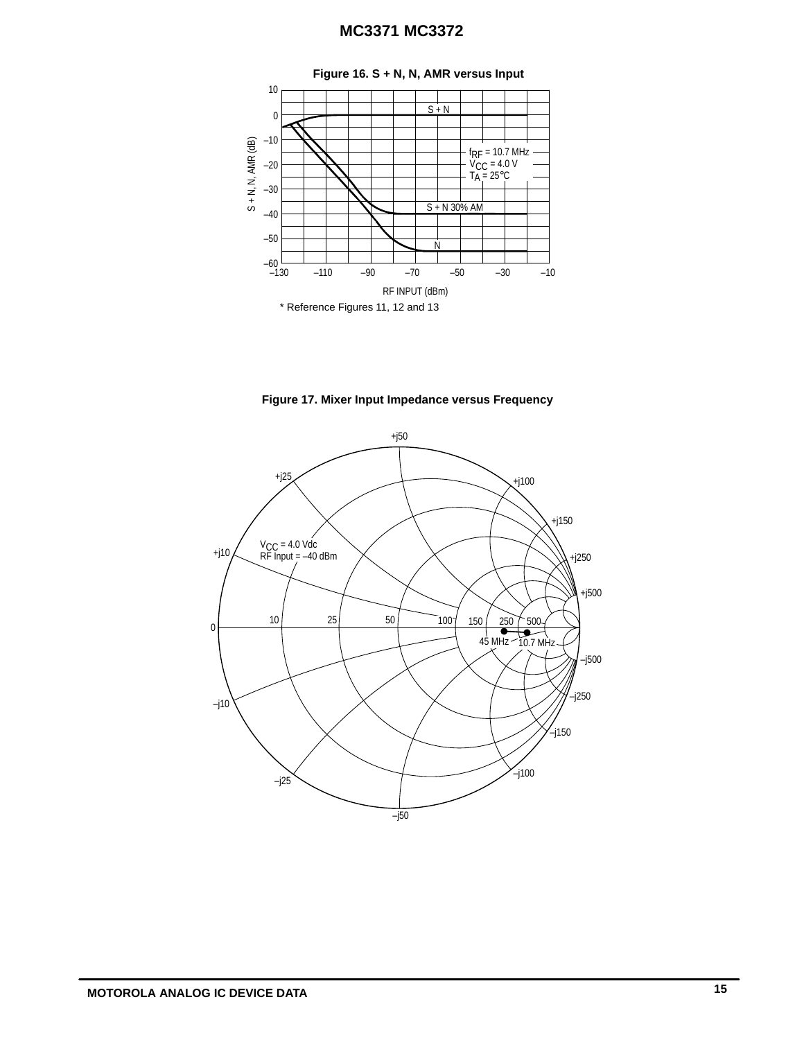**Figure 16. S + N, N, AMR versus Input**

S + N

$f_{RF}$ = 10.7 MHz
$V_{CC}$ = 4.0 V
$T_A$ = 25°C

S + N 30% AM

N

S + N, N, AMR (dB)

RF INPUT (dBm)

* Reference Figures 11, 12 and 13

**Figure 17. Mixer Input Impedance versus Frequency**

$V_{CC}$ = 4.0 Vdc
RF Input = –40 dBm

45 MHz

10.7 MHz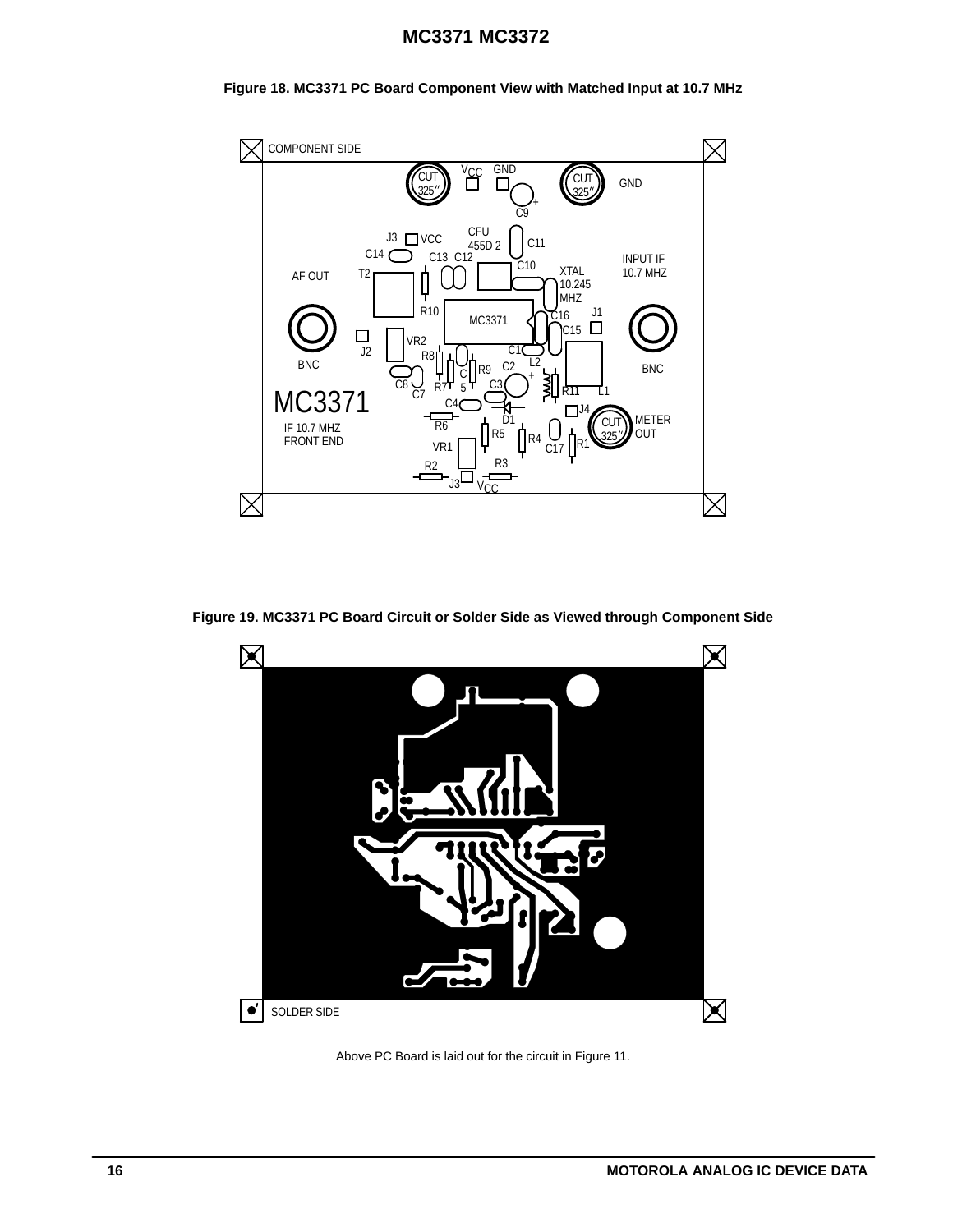**Figure 18. MC3371 PC Board Component View with Matched Input at 10.7 MHz**

**Figure 19. MC3371 PC Board Circuit or Solder Side as Viewed through Component Side**

Above PC Board is laid out for the circuit in Figure 11.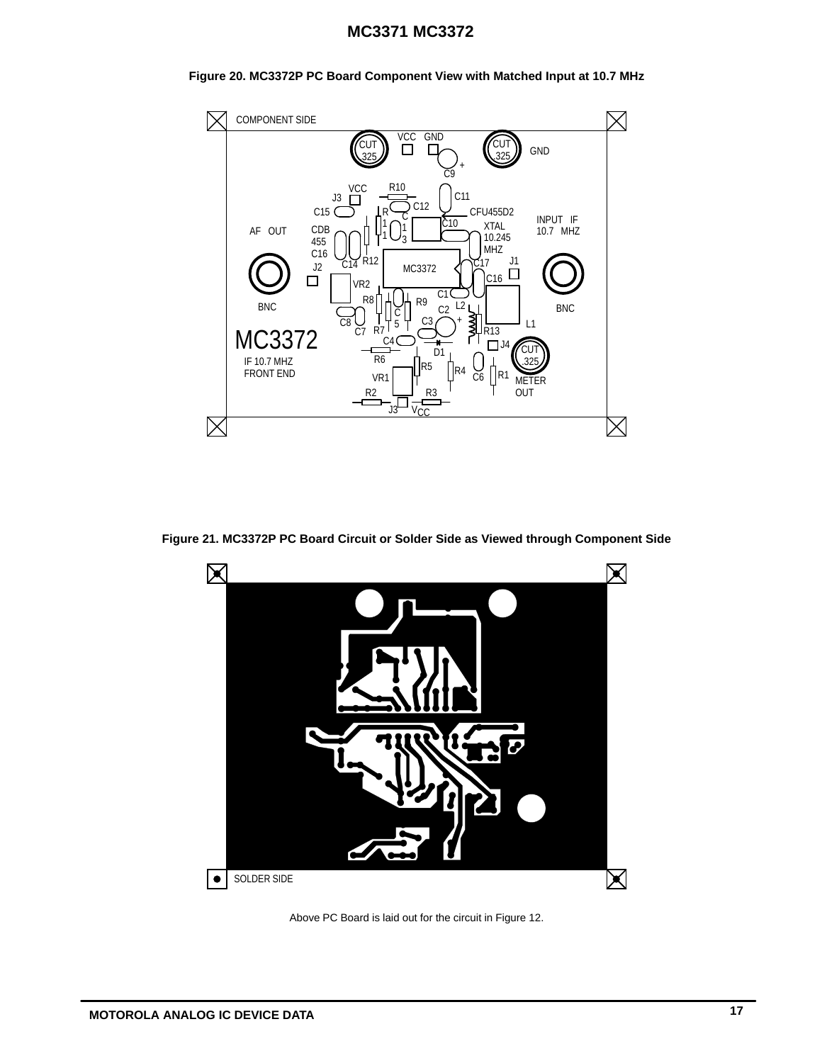**Figure 20. MC3372P PC Board Component View with Matched Input at 10.7 MHz**

**Figure 21. MC3372P PC Board Circuit or Solder Side as Viewed through Component Side**

Above PC Board is laid out for the circuit in Figure 12.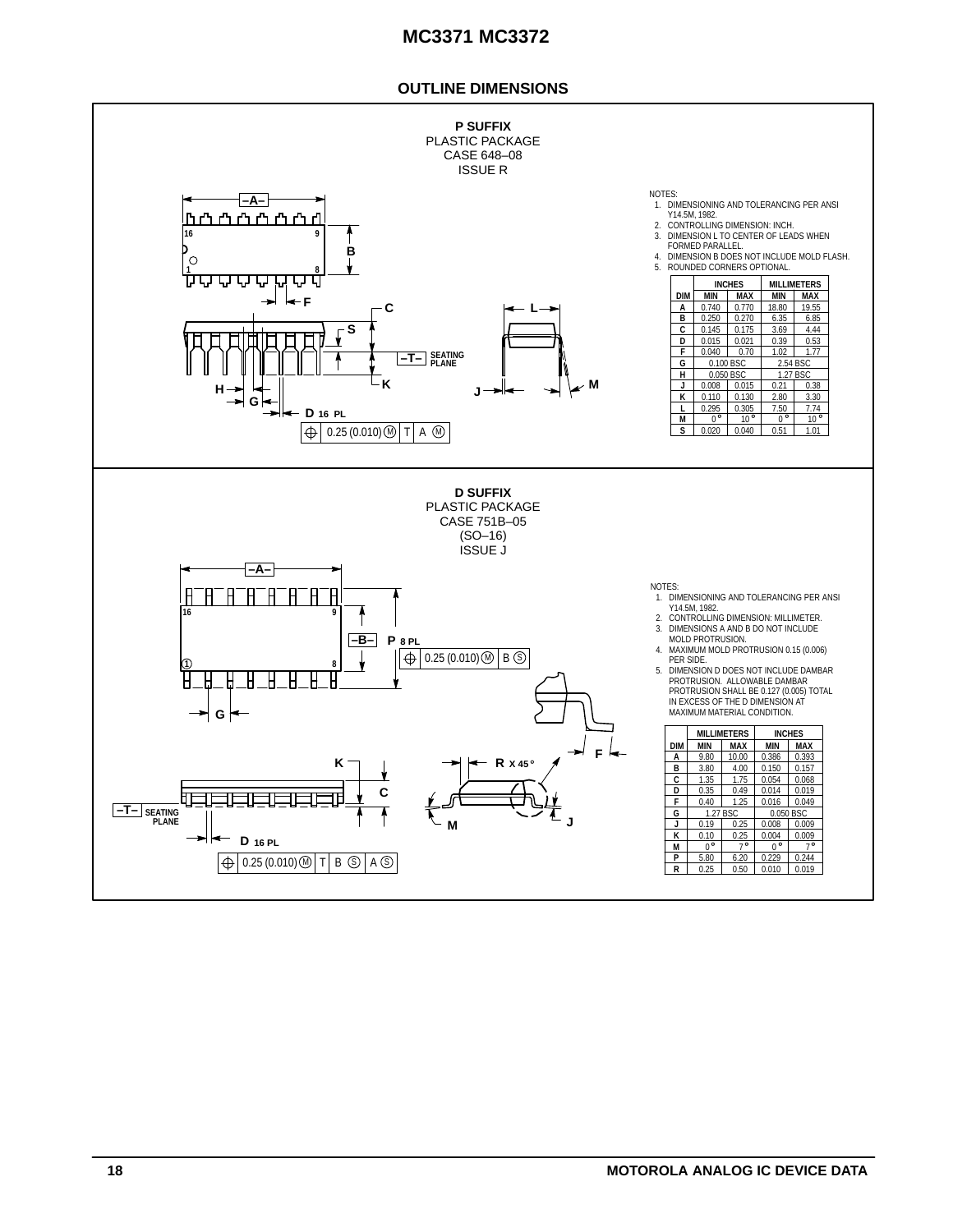## OUTLINE DIMENSIONS

### P SUFFIX
PLASTIC PACKAGE
CASE 648–08
ISSUE R

NOTES:
1. DIMENSIONING AND TOLERANCING PER ANSI Y14.5M, 1982.
2. CONTROLLING DIMENSION: INCH.
3. DIMENSION L TO CENTER OF LEADS WHEN FORMED PARALLEL.
4. DIMENSION B DOES NOT INCLUDE MOLD FLASH.
5. ROUNDED CORNERS OPTIONAL.

| DIM | INCHES MIN | INCHES MAX | MILLIMETERS MIN | MILLIMETERS MAX |
|---|---|---|---|---|
| A | 0.740 | 0.770 | 18.80 | 19.55 |
| B | 0.250 | 0.270 | 6.35 | 6.85 |
| C | 0.145 | 0.175 | 3.69 | 4.44 |
| D | 0.015 | 0.021 | 0.39 | 0.53 |
| F | 0.040 | 0.70 | 1.02 | 1.77 |
| G | 0.100 BSC | | 2.54 BSC | |
| H | 0.050 BSC | | 1.27 BSC | |
| J | 0.008 | 0.015 | 0.21 | 0.38 |
| K | 0.110 | 0.130 | 2.80 | 3.30 |
| L | 0.295 | 0.305 | 7.50 | 7.74 |
| M | 0° | 10° | 0° | 10° |
| S | 0.020 | 0.040 | 0.51 | 1.01 |

### D SUFFIX
PLASTIC PACKAGE
CASE 751B–05
(SO–16)
ISSUE J

NOTES:
1. DIMENSIONING AND TOLERANCING PER ANSI Y14.5M, 1982.
2. CONTROLLING DIMENSION: MILLIMETER.
3. DIMENSIONS A AND B DO NOT INCLUDE MOLD PROTRUSION.
4. MAXIMUM MOLD PROTRUSION 0.15 (0.006) PER SIDE.
5. DIMENSION D DOES NOT INCLUDE DAMBAR PROTRUSION. ALLOWABLE DAMBAR PROTRUSION SHALL BE 0.127 (0.005) TOTAL IN EXCESS OF THE D DIMENSION AT MAXIMUM MATERIAL CONDITION.

| DIM | MILLIMETERS MIN | MILLIMETERS MAX | INCHES MIN | INCHES MAX |
|---|---|---|---|---|
| A | 9.80 | 10.00 | 0.386 | 0.393 |
| B | 3.80 | 4.00 | 0.150 | 0.157 |
| C | 1.35 | 1.75 | 0.054 | 0.068 |
| D | 0.35 | 0.49 | 0.014 | 0.019 |
| F | 0.40 | 1.25 | 0.016 | 0.049 |
| G | 1.27 BSC | | 0.050 BSC | |
| J | 0.19 | 0.25 | 0.008 | 0.009 |
| K | 0.10 | 0.25 | 0.004 | 0.009 |
| M | 0° | 7° | 0° | 7° |
| P | 5.80 | 6.20 | 0.229 | 0.244 |
| R | 0.25 | 0.50 | 0.010 | 0.019 |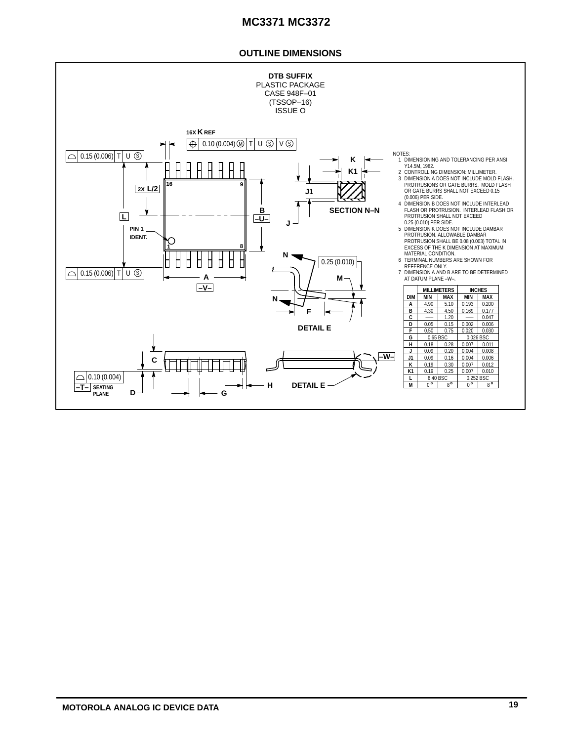## OUTLINE DIMENSIONS

**DTB SUFFIX**
PLASTIC PACKAGE
CASE 948F–01
(TSSOP–16)
ISSUE O

NOTES:
1. DIMENSIONING AND TOLERANCING PER ANSI Y14.5M, 1982.
2. CONTROLLING DIMENSION: MILLIMETER.
3. DIMENSION A DOES NOT INCLUDE MOLD FLASH. PROTRUSIONS OR GATE BURRS. MOLD FLASH OR GATE BURRS SHALL NOT EXCEED 0.15 (0.006) PER SIDE.
4. DIMENSION B DOES NOT INCLUDE INTERLEAD FLASH OR PROTRUSION. INTERLEAD FLASH OR PROTRUSION SHALL NOT EXCEED 0.25 (0.010) PER SIDE.
5. DIMENSION K DOES NOT INCLUDE DAMBAR PROTRUSION. ALLOWABLE DAMBAR PROTRUSION SHALL BE 0.08 (0.003) TOTAL IN EXCESS OF THE K DIMENSION AT MAXIMUM MATERIAL CONDITION.
6. TERMINAL NUMBERS ARE SHOWN FOR REFERENCE ONLY.
7. DIMENSION A AND B ARE TO BE DETERMINED AT DATUM PLANE –W–.

| DIM | MILLIMETERS MIN | MILLIMETERS MAX | INCHES MIN | INCHES MAX |
|---|---|---|---|---|
| A | 4.90 | 5.10 | 0.193 | 0.200 |
| B | 4.30 | 4.50 | 0.169 | 0.177 |
| C | —— | 1.20 | —— | 0.047 |
| D | 0.05 | 0.15 | 0.002 | 0.006 |
| F | 0.50 | 0.75 | 0.020 | 0.030 |
| G | 0.65 BSC | | 0.026 BSC | |
| H | 0.18 | 0.28 | 0.007 | 0.011 |
| J | 0.09 | 0.20 | 0.004 | 0.008 |
| J1 | 0.09 | 0.16 | 0.004 | 0.006 |
| K | 0.19 | 0.30 | 0.007 | 0.012 |
| K1 | 0.19 | 0.25 | 0.007 | 0.010 |
| L | 6.40 BSC | | 0.252 BSC | |
| M | 0° | 8° | 0° | 8° |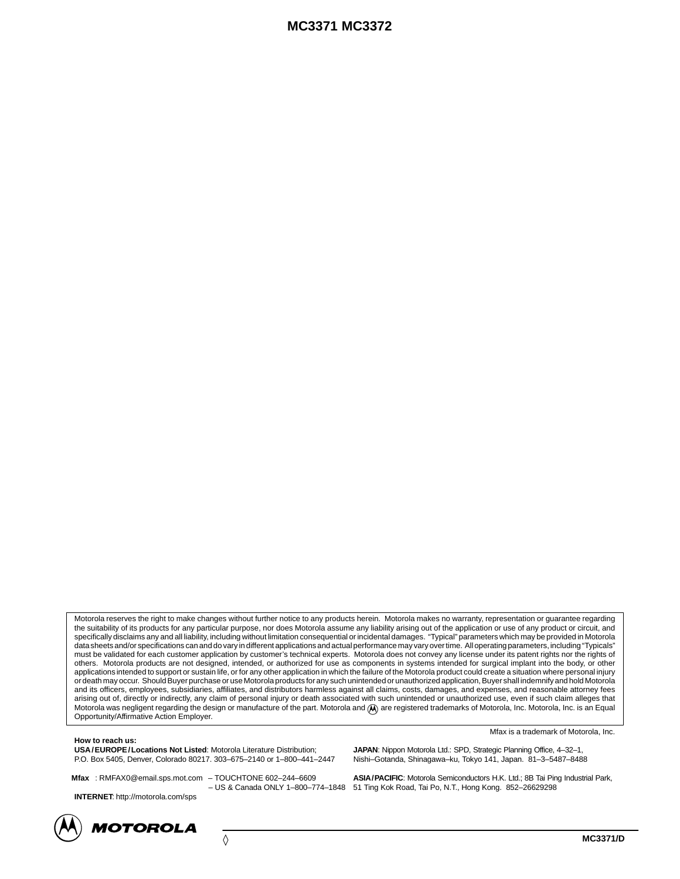Motorola reserves the right to make changes without further notice to any products herein. Motorola makes no warranty, representation or guarantee regarding the suitability of its products for any particular purpose, nor does Motorola assume any liability arising out of the application or use of any product or circuit, and specifically disclaims any and all liability, including without limitation consequential or incidental damages. "Typical" parameters which may be provided in Motorola data sheets and/or specifications can and do vary in different applications and actual performance may vary over time. All operating parameters, including "Typicals" must be validated for each customer application by customer's technical experts. Motorola does not convey any license under its patent rights nor the rights of others. Motorola products are not designed, intended, or authorized for use as components in systems intended for surgical implant into the body, or other applications intended to support or sustain life, or for any other application in which the failure of the Motorola product could create a situation where personal injury or death may occur. Should Buyer purchase or use Motorola products for any such unintended or unauthorized application, Buyer shall indemnify and hold Motorola and its officers, employees, subsidiaries, affiliates, and distributors harmless against all claims, costs, damages, and expenses, and reasonable attorney fees arising out of, directly or indirectly, any claim of personal injury or death associated with such unintended or unauthorized use, even if such claim alleges that Motorola was negligent regarding the design or manufacture of the part. Motorola and Ⓜ are registered trademarks of Motorola, Inc. Motorola, Inc. is an Equal Opportunity/Affirmative Action Employer.

Mfax is a trademark of Motorola, Inc.

**How to reach us:**

**USA / EUROPE / Locations Not Listed**: Motorola Literature Distribution; P.O. Box 5405, Denver, Colorado 80217. 303–675–2140 or 1–800–441–2447

**Mfax**: RMFAX0@email.sps.mot.com – TOUCHTONE 602–244–6609
– US & Canada ONLY 1–800–774–1848

**INTERNET**: http://motorola.com/sps

**JAPAN**: Nippon Motorola Ltd.: SPD, Strategic Planning Office, 4–32–1, Nishi–Gotanda, Shinagawa–ku, Tokyo 141, Japan. 81–3–5487–8488

**ASIA / PACIFIC**: Motorola Semiconductors H.K. Ltd.; 8B Tai Ping Industrial Park, 51 Ting Kok Road, Tai Po, N.T., Hong Kong. 852–26629298

**MOTOROLA**

**MC3371/D**